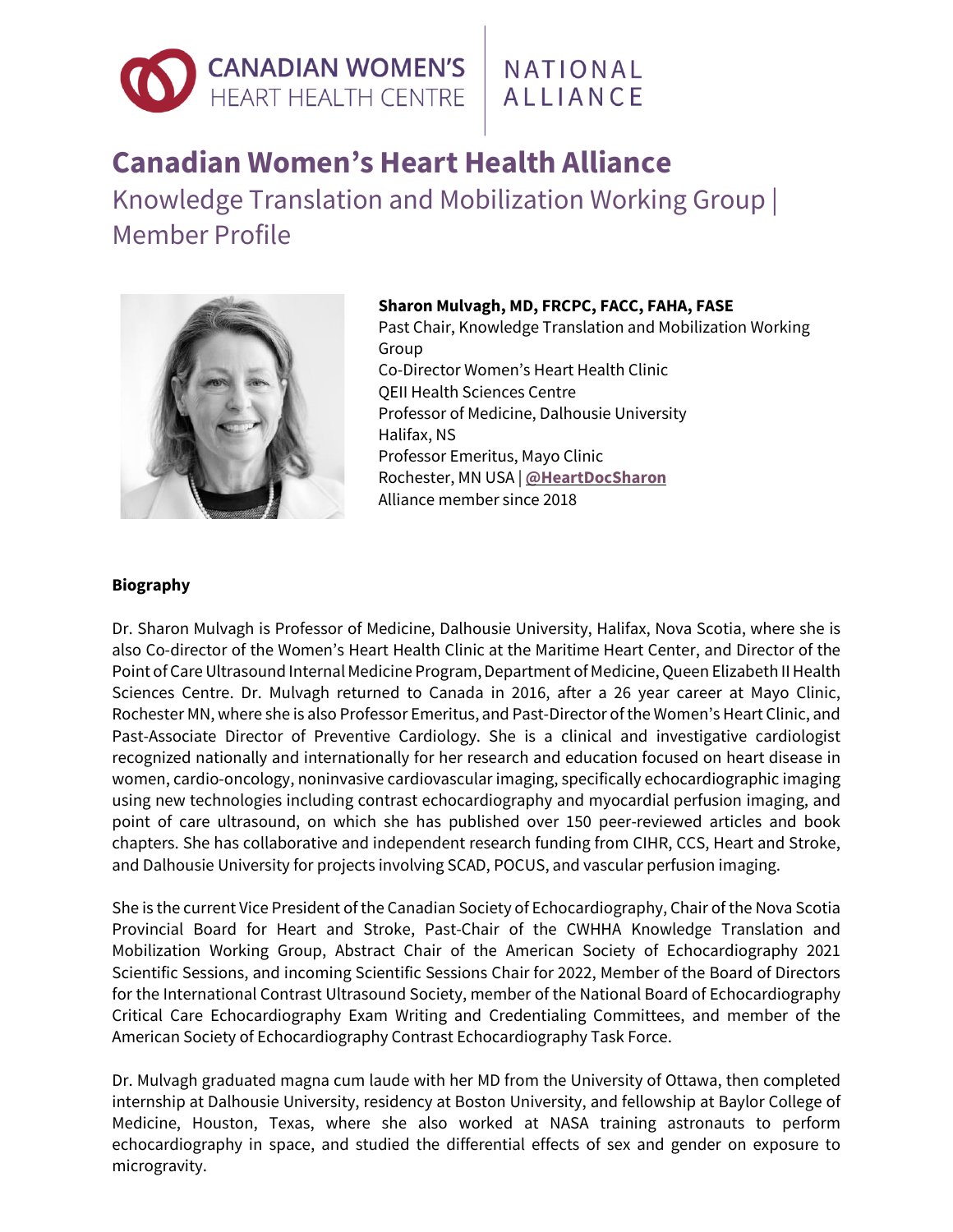CANADIAN WOMEN'S HEART HEALTH CENTRE | NATIONAL ALLIANCE

# Canadian Women's Heart Health Alliance

## Knowledge Translation and Mobilization Working Group | Member Profile

**Sharon Mulvagh, MD, FRCPC, FACC, FAHA, FASE**
Past Chair, Knowledge Translation and Mobilization Working Group
Co-Director Women's Heart Health Clinic
QEII Health Sciences Centre
Professor of Medicine, Dalhousie University
Halifax, NS
Professor Emeritus, Mayo Clinic
Rochester, MN USA | **@HeartDocSharon**
Alliance member since 2018

**Biography**

Dr. Sharon Mulvagh is Professor of Medicine, Dalhousie University, Halifax, Nova Scotia, where she is also Co-director of the Women's Heart Health Clinic at the Maritime Heart Center, and Director of the Point of Care Ultrasound Internal Medicine Program, Department of Medicine, Queen Elizabeth II Health Sciences Centre. Dr. Mulvagh returned to Canada in 2016, after a 26 year career at Mayo Clinic, Rochester MN, where she is also Professor Emeritus, and Past-Director of the Women's Heart Clinic, and Past-Associate Director of Preventive Cardiology. She is a clinical and investigative cardiologist recognized nationally and internationally for her research and education focused on heart disease in women, cardio-oncology, noninvasive cardiovascular imaging, specifically echocardiographic imaging using new technologies including contrast echocardiography and myocardial perfusion imaging, and point of care ultrasound, on which she has published over 150 peer-reviewed articles and book chapters. She has collaborative and independent research funding from CIHR, CCS, Heart and Stroke, and Dalhousie University for projects involving SCAD, POCUS, and vascular perfusion imaging.

She is the current Vice President of the Canadian Society of Echocardiography, Chair of the Nova Scotia Provincial Board for Heart and Stroke, Past-Chair of the CWHHA Knowledge Translation and Mobilization Working Group, Abstract Chair of the American Society of Echocardiography 2021 Scientific Sessions, and incoming Scientific Sessions Chair for 2022, Member of the Board of Directors for the International Contrast Ultrasound Society, member of the National Board of Echocardiography Critical Care Echocardiography Exam Writing and Credentialing Committees, and member of the American Society of Echocardiography Contrast Echocardiography Task Force.

Dr. Mulvagh graduated magna cum laude with her MD from the University of Ottawa, then completed internship at Dalhousie University, residency at Boston University, and fellowship at Baylor College of Medicine, Houston, Texas, where she also worked at NASA training astronauts to perform echocardiography in space, and studied the differential effects of sex and gender on exposure to microgravity.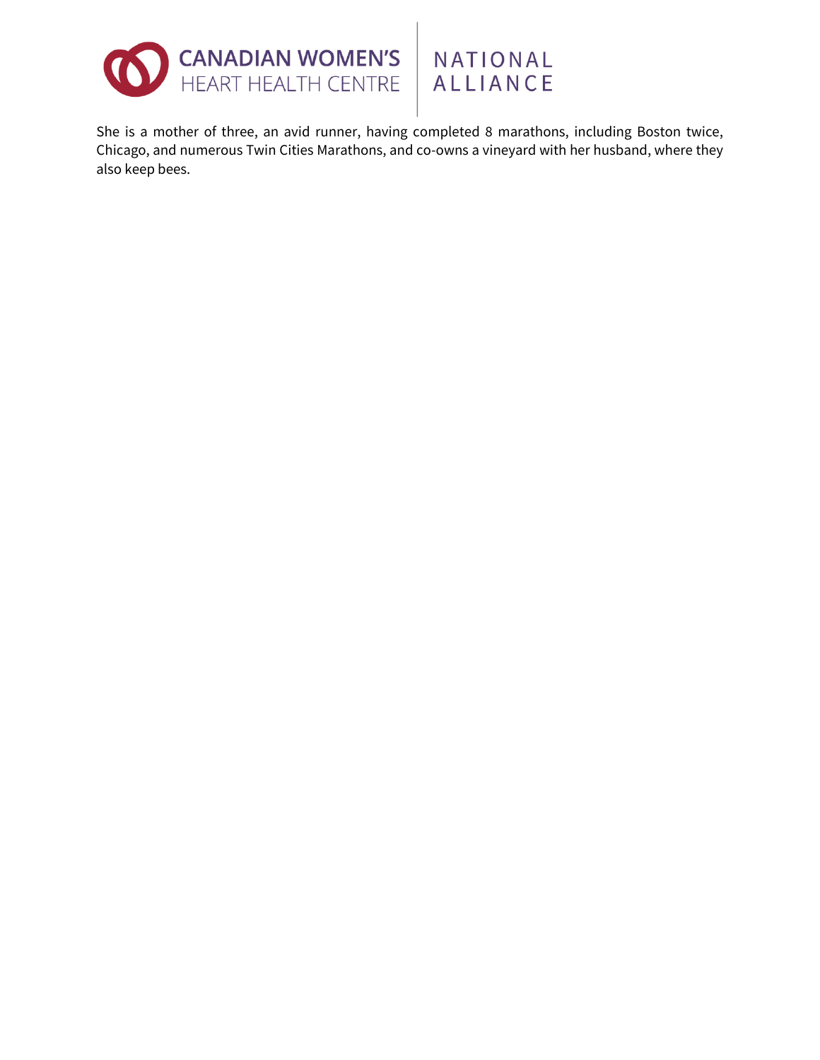She is a mother of three, an avid runner, having completed 8 marathons, including Boston twice, Chicago, and numerous Twin Cities Marathons, and co-owns a vineyard with her husband, where they also keep bees.